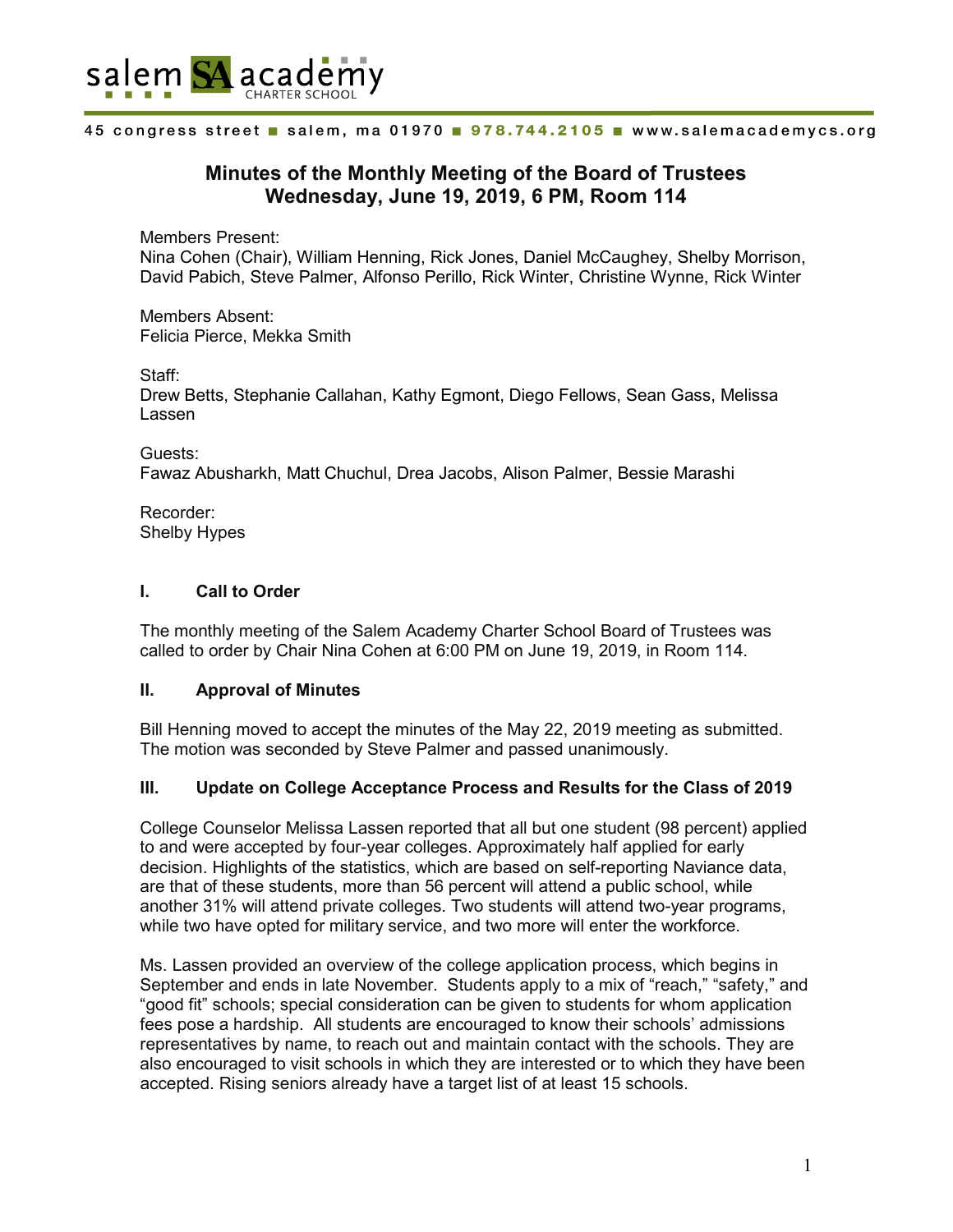salem SA academy
CHARTER SCHOOL

45 congress street ■ salem, ma 01970 ■ 978.744.2105 ■ www.salemacademycs.org

# Minutes of the Monthly Meeting of the Board of Trustees
## Wednesday, June 19, 2019, 6 PM, Room 114

Members Present:
Nina Cohen (Chair), William Henning, Rick Jones, Daniel McCaughey, Shelby Morrison, David Pabich, Steve Palmer, Alfonso Perillo, Rick Winter, Christine Wynne, Rick Winter

Members Absent:
Felicia Pierce, Mekka Smith

Staff:
Drew Betts, Stephanie Callahan, Kathy Egmont, Diego Fellows, Sean Gass, Melissa Lassen

Guests:
Fawaz Abusharkh, Matt Chuchul, Drea Jacobs, Alison Palmer, Bessie Marashi

Recorder:
Shelby Hypes

### I. Call to Order

The monthly meeting of the Salem Academy Charter School Board of Trustees was called to order by Chair Nina Cohen at 6:00 PM on June 19, 2019, in Room 114.

### II. Approval of Minutes

Bill Henning moved to accept the minutes of the May 22, 2019 meeting as submitted. The motion was seconded by Steve Palmer and passed unanimously.

### III. Update on College Acceptance Process and Results for the Class of 2019

College Counselor Melissa Lassen reported that all but one student (98 percent) applied to and were accepted by four-year colleges. Approximately half applied for early decision. Highlights of the statistics, which are based on self-reporting Naviance data, are that of these students, more than 56 percent will attend a public school, while another 31% will attend private colleges. Two students will attend two-year programs, while two have opted for military service, and two more will enter the workforce.

Ms. Lassen provided an overview of the college application process, which begins in September and ends in late November. Students apply to a mix of "reach," "safety," and "good fit" schools; special consideration can be given to students for whom application fees pose a hardship. All students are encouraged to know their schools' admissions representatives by name, to reach out and maintain contact with the schools. They are also encouraged to visit schools in which they are interested or to which they have been accepted. Rising seniors already have a target list of at least 15 schools.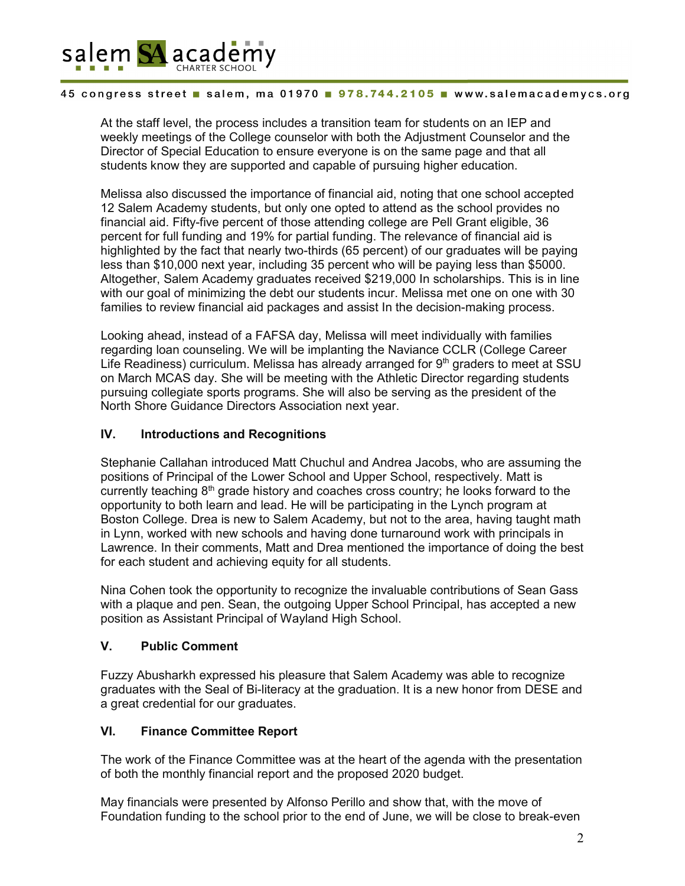At the staff level, the process includes a transition team for students on an IEP and weekly meetings of the College counselor with both the Adjustment Counselor and the Director of Special Education to ensure everyone is on the same page and that all students know they are supported and capable of pursuing higher education.

Melissa also discussed the importance of financial aid, noting that one school accepted 12 Salem Academy students, but only one opted to attend as the school provides no financial aid. Fifty-five percent of those attending college are Pell Grant eligible, 36 percent for full funding and 19% for partial funding. The relevance of financial aid is highlighted by the fact that nearly two-thirds (65 percent) of our graduates will be paying less than $10,000 next year, including 35 percent who will be paying less than $5000. Altogether, Salem Academy graduates received $219,000 In scholarships. This is in line with our goal of minimizing the debt our students incur. Melissa met one on one with 30 families to review financial aid packages and assist In the decision-making process.

Looking ahead, instead of a FAFSA day, Melissa will meet individually with families regarding loan counseling. We will be implanting the Naviance CCLR (College Career Life Readiness) curriculum. Melissa has already arranged for 9th graders to meet at SSU on March MCAS day. She will be meeting with the Athletic Director regarding students pursuing collegiate sports programs. She will also be serving as the president of the North Shore Guidance Directors Association next year.

## IV. Introductions and Recognitions

Stephanie Callahan introduced Matt Chuchul and Andrea Jacobs, who are assuming the positions of Principal of the Lower School and Upper School, respectively. Matt is currently teaching 8th grade history and coaches cross country; he looks forward to the opportunity to both learn and lead. He will be participating in the Lynch program at Boston College. Drea is new to Salem Academy, but not to the area, having taught math in Lynn, worked with new schools and having done turnaround work with principals in Lawrence. In their comments, Matt and Drea mentioned the importance of doing the best for each student and achieving equity for all students.

Nina Cohen took the opportunity to recognize the invaluable contributions of Sean Gass with a plaque and pen. Sean, the outgoing Upper School Principal, has accepted a new position as Assistant Principal of Wayland High School.

## V. Public Comment

Fuzzy Abusharkh expressed his pleasure that Salem Academy was able to recognize graduates with the Seal of Bi-literacy at the graduation. It is a new honor from DESE and a great credential for our graduates.

## VI. Finance Committee Report

The work of the Finance Committee was at the heart of the agenda with the presentation of both the monthly financial report and the proposed 2020 budget.

May financials were presented by Alfonso Perillo and show that, with the move of Foundation funding to the school prior to the end of June, we will be close to break-even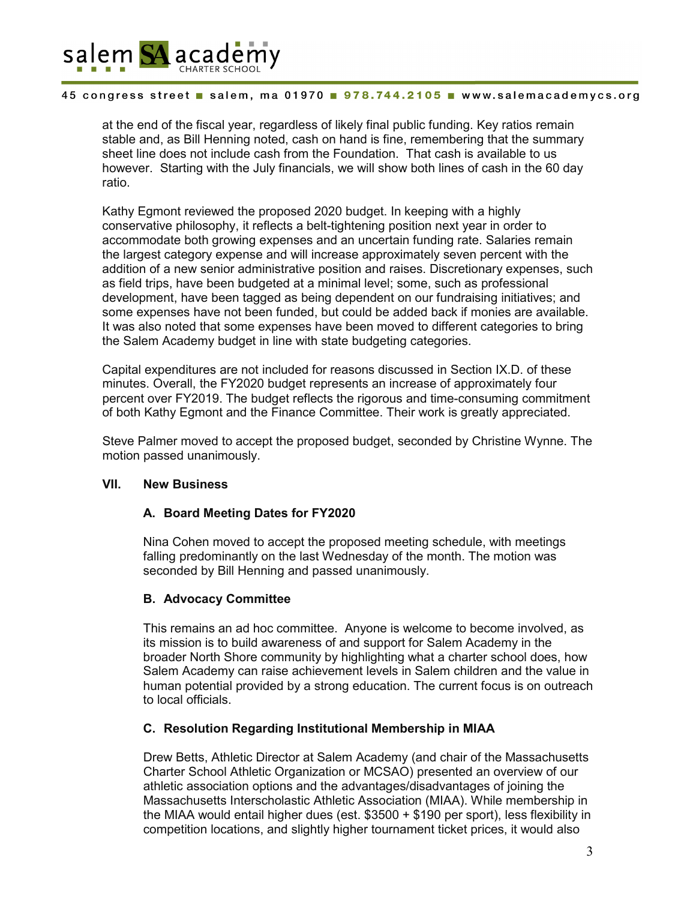at the end of the fiscal year, regardless of likely final public funding. Key ratios remain stable and, as Bill Henning noted, cash on hand is fine, remembering that the summary sheet line does not include cash from the Foundation. That cash is available to us however. Starting with the July financials, we will show both lines of cash in the 60 day ratio.

Kathy Egmont reviewed the proposed 2020 budget. In keeping with a highly conservative philosophy, it reflects a belt-tightening position next year in order to accommodate both growing expenses and an uncertain funding rate. Salaries remain the largest category expense and will increase approximately seven percent with the addition of a new senior administrative position and raises. Discretionary expenses, such as field trips, have been budgeted at a minimal level; some, such as professional development, have been tagged as being dependent on our fundraising initiatives; and some expenses have not been funded, but could be added back if monies are available. It was also noted that some expenses have been moved to different categories to bring the Salem Academy budget in line with state budgeting categories.

Capital expenditures are not included for reasons discussed in Section IX.D. of these minutes. Overall, the FY2020 budget represents an increase of approximately four percent over FY2019. The budget reflects the rigorous and time-consuming commitment of both Kathy Egmont and the Finance Committee. Their work is greatly appreciated.

Steve Palmer moved to accept the proposed budget, seconded by Christine Wynne. The motion passed unanimously.

## VII. New Business

### A. Board Meeting Dates for FY2020

Nina Cohen moved to accept the proposed meeting schedule, with meetings falling predominantly on the last Wednesday of the month. The motion was seconded by Bill Henning and passed unanimously.

### B. Advocacy Committee

This remains an ad hoc committee. Anyone is welcome to become involved, as its mission is to build awareness of and support for Salem Academy in the broader North Shore community by highlighting what a charter school does, how Salem Academy can raise achievement levels in Salem children and the value in human potential provided by a strong education. The current focus is on outreach to local officials.

### C. Resolution Regarding Institutional Membership in MIAA

Drew Betts, Athletic Director at Salem Academy (and chair of the Massachusetts Charter School Athletic Organization or MCSAO) presented an overview of our athletic association options and the advantages/disadvantages of joining the Massachusetts Interscholastic Athletic Association (MIAA). While membership in the MIAA would entail higher dues (est. $3500 + $190 per sport), less flexibility in competition locations, and slightly higher tournament ticket prices, it would also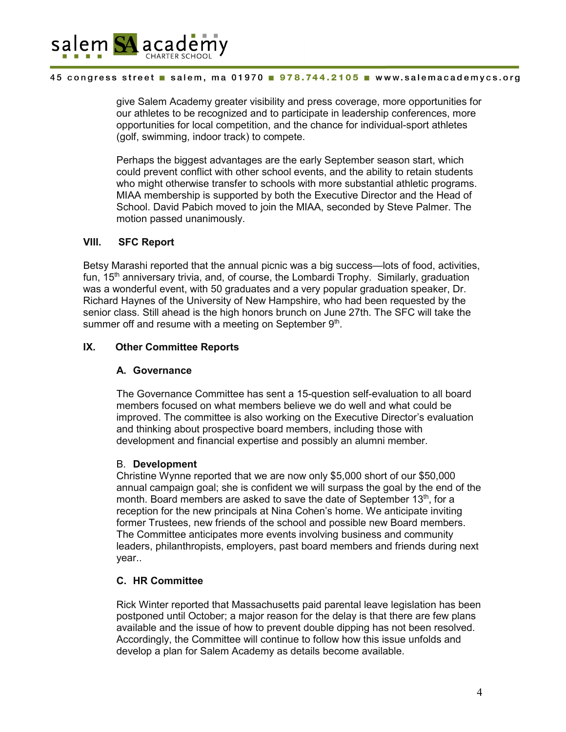give Salem Academy greater visibility and press coverage, more opportunities for our athletes to be recognized and to participate in leadership conferences, more opportunities for local competition, and the chance for individual-sport athletes (golf, swimming, indoor track) to compete.

Perhaps the biggest advantages are the early September season start, which could prevent conflict with other school events, and the ability to retain students who might otherwise transfer to schools with more substantial athletic programs. MIAA membership is supported by both the Executive Director and the Head of School. David Pabich moved to join the MIAA, seconded by Steve Palmer. The motion passed unanimously.

## VIII. SFC Report

Betsy Marashi reported that the annual picnic was a big success—lots of food, activities, fun, 15th anniversary trivia, and, of course, the Lombardi Trophy. Similarly, graduation was a wonderful event, with 50 graduates and a very popular graduation speaker, Dr. Richard Haynes of the University of New Hampshire, who had been requested by the senior class. Still ahead is the high honors brunch on June 27th. The SFC will take the summer off and resume with a meeting on September 9th.

## IX. Other Committee Reports

### A. Governance

The Governance Committee has sent a 15-question self-evaluation to all board members focused on what members believe we do well and what could be improved. The committee is also working on the Executive Director's evaluation and thinking about prospective board members, including those with development and financial expertise and possibly an alumni member.

### B. Development

Christine Wynne reported that we are now only $5,000 short of our $50,000 annual campaign goal; she is confident we will surpass the goal by the end of the month. Board members are asked to save the date of September 13th, for a reception for the new principals at Nina Cohen's home. We anticipate inviting former Trustees, new friends of the school and possible new Board members. The Committee anticipates more events involving business and community leaders, philanthropists, employers, past board members and friends during next year..

### C. HR Committee

Rick Winter reported that Massachusetts paid parental leave legislation has been postponed until October; a major reason for the delay is that there are few plans available and the issue of how to prevent double dipping has not been resolved. Accordingly, the Committee will continue to follow how this issue unfolds and develop a plan for Salem Academy as details become available.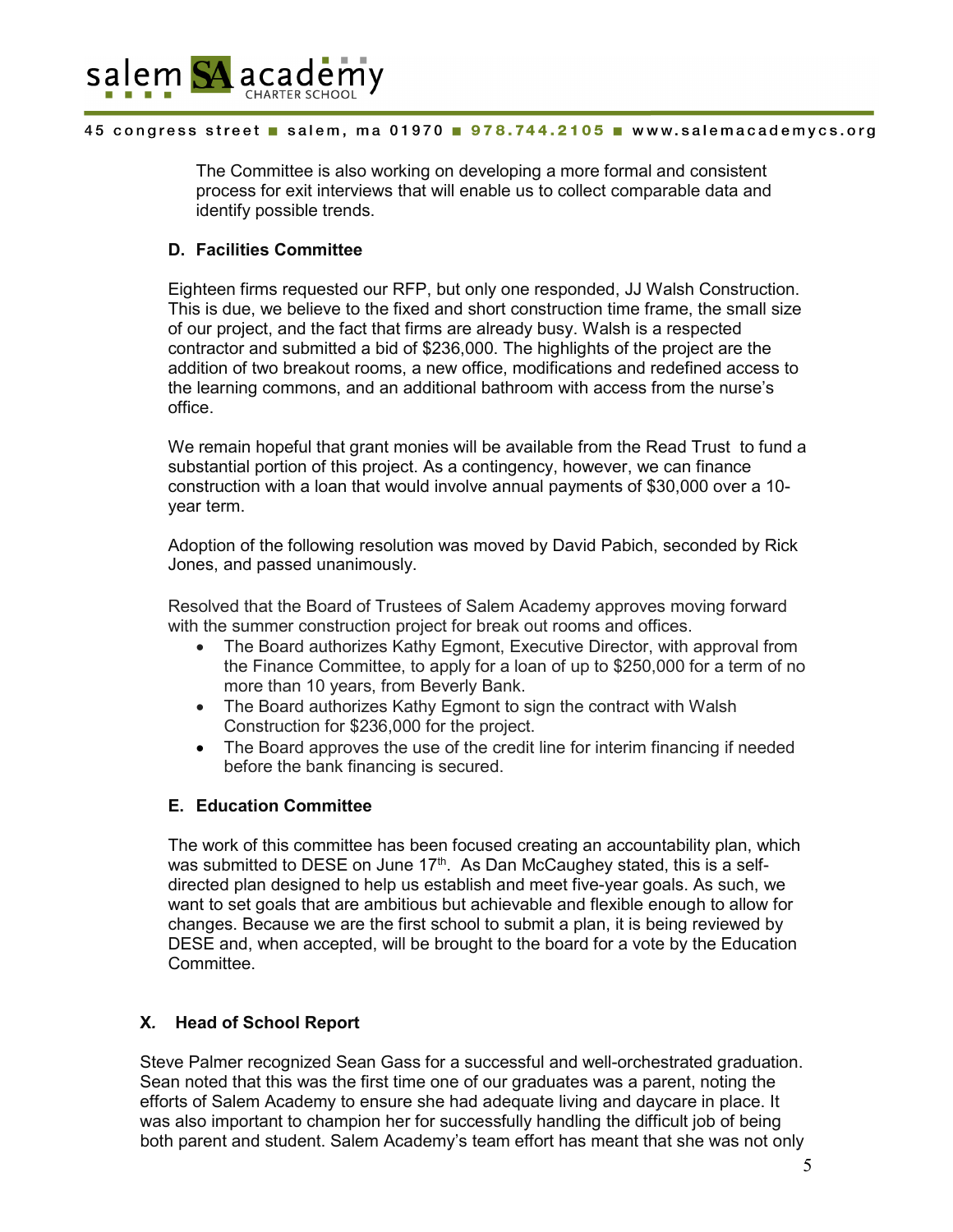The Committee is also working on developing a more formal and consistent process for exit interviews that will enable us to collect comparable data and identify possible trends.

### D. Facilities Committee

Eighteen firms requested our RFP, but only one responded, JJ Walsh Construction. This is due, we believe to the fixed and short construction time frame, the small size of our project, and the fact that firms are already busy. Walsh is a respected contractor and submitted a bid of $236,000. The highlights of the project are the addition of two breakout rooms, a new office, modifications and redefined access to the learning commons, and an additional bathroom with access from the nurse's office.

We remain hopeful that grant monies will be available from the Read Trust to fund a substantial portion of this project. As a contingency, however, we can finance construction with a loan that would involve annual payments of $30,000 over a 10-year term.

Adoption of the following resolution was moved by David Pabich, seconded by Rick Jones, and passed unanimously.

Resolved that the Board of Trustees of Salem Academy approves moving forward with the summer construction project for break out rooms and offices.

- The Board authorizes Kathy Egmont, Executive Director, with approval from the Finance Committee, to apply for a loan of up to $250,000 for a term of no more than 10 years, from Beverly Bank.
- The Board authorizes Kathy Egmont to sign the contract with Walsh Construction for $236,000 for the project.
- The Board approves the use of the credit line for interim financing if needed before the bank financing is secured.

### E. Education Committee

The work of this committee has been focused creating an accountability plan, which was submitted to DESE on June 17th. As Dan McCaughey stated, this is a self-directed plan designed to help us establish and meet five-year goals. As such, we want to set goals that are ambitious but achievable and flexible enough to allow for changes. Because we are the first school to submit a plan, it is being reviewed by DESE and, when accepted, will be brought to the board for a vote by the Education Committee.

## X. Head of School Report

Steve Palmer recognized Sean Gass for a successful and well-orchestrated graduation. Sean noted that this was the first time one of our graduates was a parent, noting the efforts of Salem Academy to ensure she had adequate living and daycare in place. It was also important to champion her for successfully handling the difficult job of being both parent and student. Salem Academy's team effort has meant that she was not only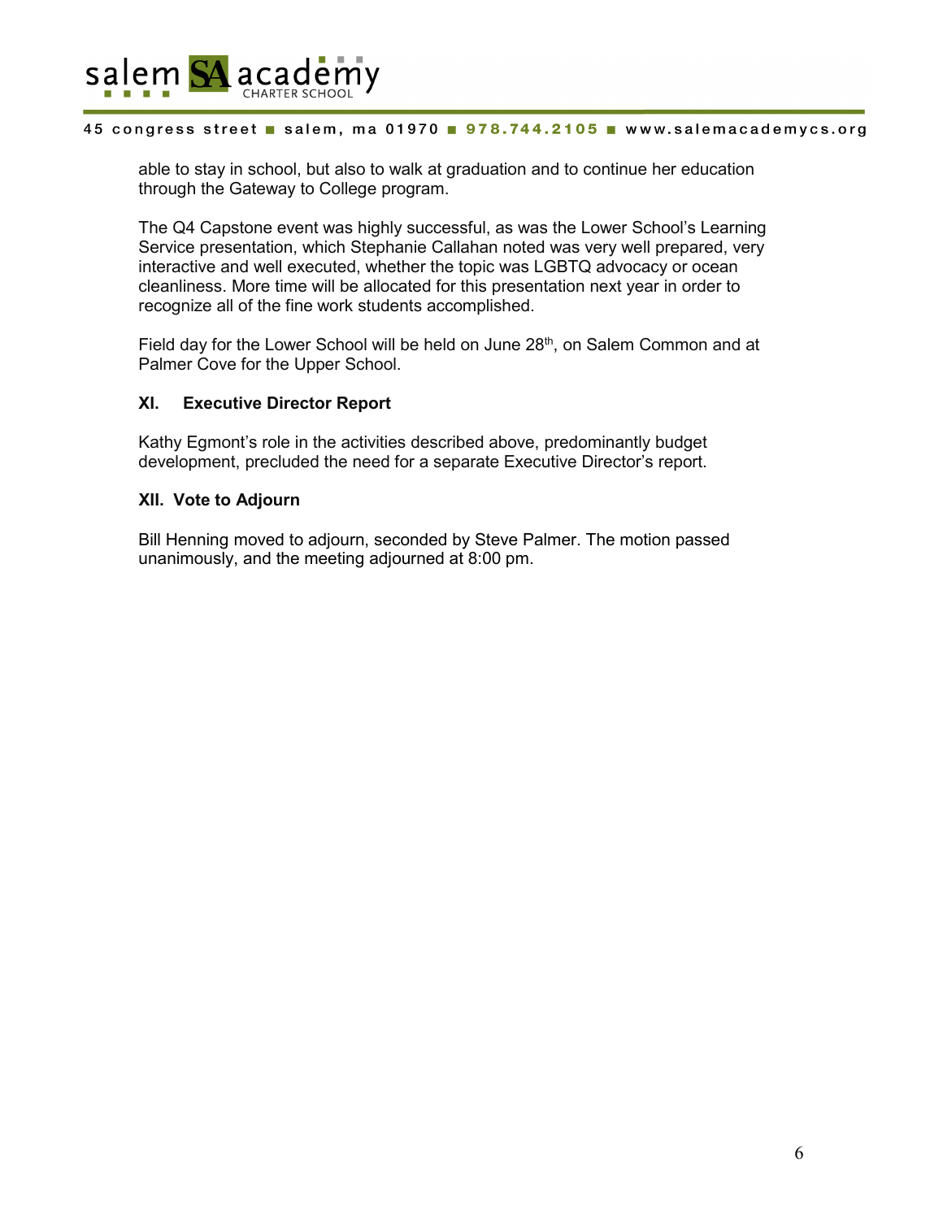able to stay in school, but also to walk at graduation and to continue her education through the Gateway to College program.

The Q4 Capstone event was highly successful, as was the Lower School's Learning Service presentation, which Stephanie Callahan noted was very well prepared, very interactive and well executed, whether the topic was LGBTQ advocacy or ocean cleanliness. More time will be allocated for this presentation next year in order to recognize all of the fine work students accomplished.

Field day for the Lower School will be held on June 28th, on Salem Common and at Palmer Cove for the Upper School.

**XI. Executive Director Report**

Kathy Egmont's role in the activities described above, predominantly budget development, precluded the need for a separate Executive Director's report.

**XII. Vote to Adjourn**

Bill Henning moved to adjourn, seconded by Steve Palmer. The motion passed unanimously, and the meeting adjourned at 8:00 pm.